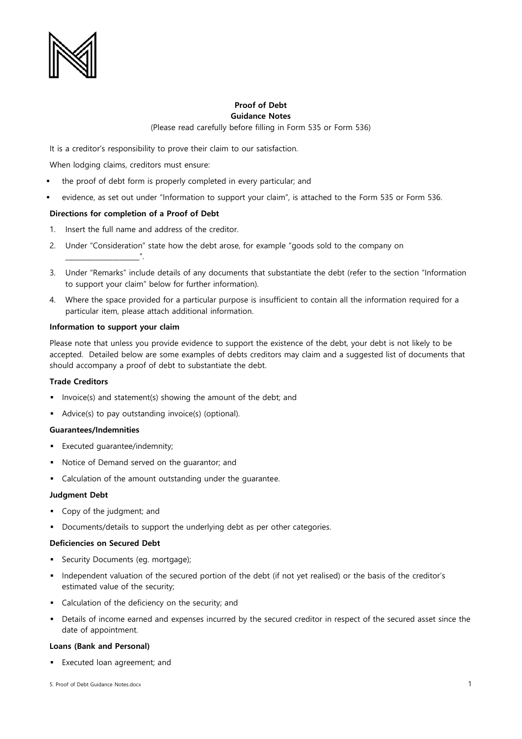**Proof of Debt**
**Guidance Notes**

(Please read carefully before filling in Form 535 or Form 536)

It is a creditor's responsibility to prove their claim to our satisfaction.

When lodging claims, creditors must ensure:

- the proof of debt form is properly completed in every particular; and
- evidence, as set out under "Information to support your claim", is attached to the Form 535 or Form 536.

**Directions for completion of a Proof of Debt**

1. Insert the full name and address of the creditor.
2. Under "Consideration" state how the debt arose, for example "goods sold to the company on ____________________".
3. Under "Remarks" include details of any documents that substantiate the debt (refer to the section "Information to support your claim" below for further information).
4. Where the space provided for a particular purpose is insufficient to contain all the information required for a particular item, please attach additional information.

**Information to support your claim**

Please note that unless you provide evidence to support the existence of the debt, your debt is not likely to be accepted. Detailed below are some examples of debts creditors may claim and a suggested list of documents that should accompany a proof of debt to substantiate the debt.

**Trade Creditors**

- Invoice(s) and statement(s) showing the amount of the debt; and
- Advice(s) to pay outstanding invoice(s) (optional).

**Guarantees/Indemnities**

- Executed guarantee/indemnity;
- Notice of Demand served on the guarantor; and
- Calculation of the amount outstanding under the guarantee.

**Judgment Debt**

- Copy of the judgment; and
- Documents/details to support the underlying debt as per other categories.

**Deficiencies on Secured Debt**

- Security Documents (eg. mortgage);
- Independent valuation of the secured portion of the debt (if not yet realised) or the basis of the creditor's estimated value of the security;
- Calculation of the deficiency on the security; and
- Details of income earned and expenses incurred by the secured creditor in respect of the secured asset since the date of appointment.

**Loans (Bank and Personal)**

- Executed loan agreement; and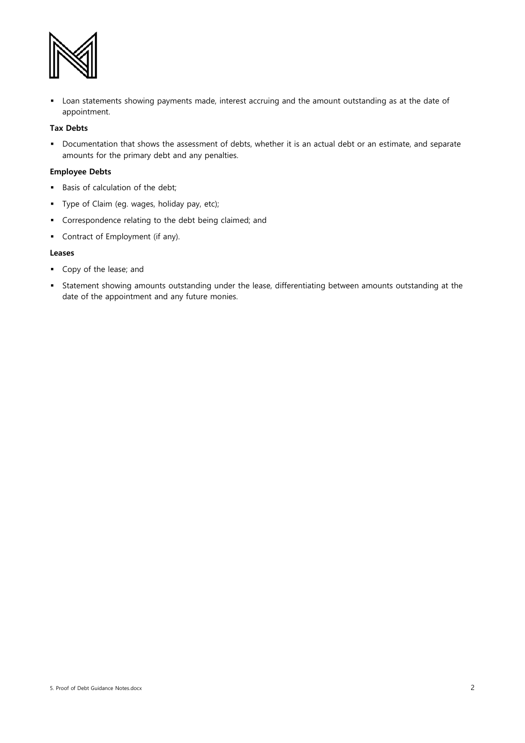- Loan statements showing payments made, interest accruing and the amount outstanding as at the date of appointment.

**Tax Debts**

- Documentation that shows the assessment of debts, whether it is an actual debt or an estimate, and separate amounts for the primary debt and any penalties.

**Employee Debts**

- Basis of calculation of the debt;
- Type of Claim (eg. wages, holiday pay, etc);
- Correspondence relating to the debt being claimed; and
- Contract of Employment (if any).

**Leases**

- Copy of the lease; and
- Statement showing amounts outstanding under the lease, differentiating between amounts outstanding at the date of the appointment and any future monies.